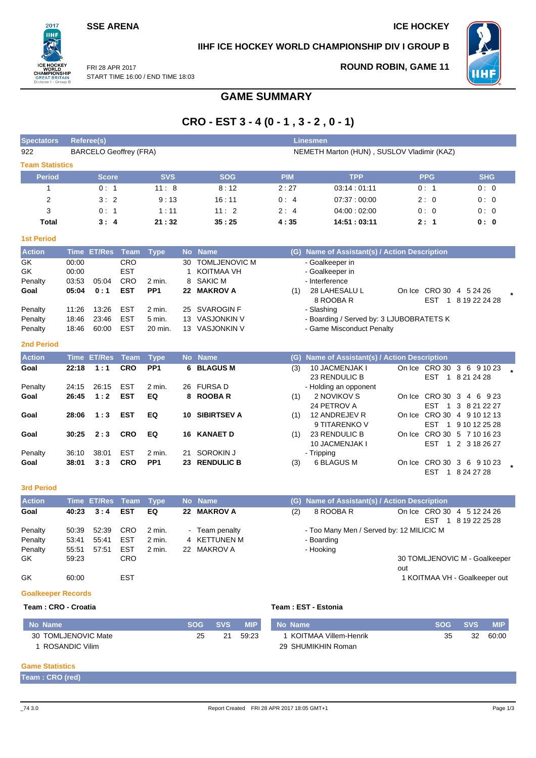SSE ARENA

ICE HOCKEY

# IIHF ICE HOCKEY WORLD CHAMPIONSHIP DIV I GROUP B

FRI 28 APR 2017
START TIME 16:00 / END TIME 18:03

ROUND ROBIN, GAME 11

## GAME SUMMARY

## CRO - EST 3 - 4 (0 - 1 , 3 - 2 , 0 - 1)

| Spectators | Referee(s) | Linesmen |
|---|---|---|
| 922 | BARCELO Geoffrey (FRA) | NEMETH Marton (HUN) , SUSLOV Vladimir (KAZ) |

### Team Statistics

| Period | Score | SVS | SOG | PIM | TPP | PPG | SHG |
|---|---|---|---|---|---|---|---|
| 1 | 0 : 1 | 11 : 8 | 8 : 12 | 2 : 27 | 03:14 : 01:11 | 0 : 1 | 0 : 0 |
| 2 | 3 : 2 | 9 : 13 | 16 : 11 | 0 : 4 | 07:37 : 00:00 | 2 : 0 | 0 : 0 |
| 3 | 0 : 1 | 1 : 11 | 11 : 2 | 2 : 4 | 04:00 : 02:00 | 0 : 0 | 0 : 0 |
| **Total** | **3 : 4** | **21 : 32** | **35 : 25** | **4 : 35** | **14:51 : 03:11** | **2 : 1** | **0 : 0** |

### 1st Period

| Action | Time | ET/Res | Team | Type | No | Name | (G) | Name of Assistant(s) / Action Description | |
|---|---|---|---|---|---|---|---|---|---|
| GK | 00:00 | | CRO | | 30 | TOMLJENOVIC M | | - Goalkeeper in | |
| GK | 00:00 | | EST | | 1 | KOITMAA VH | | - Goalkeeper in | |
| Penalty | 03:53 | 05:04 | CRO | 2 min. | 8 | SAKIC M | | - Interference | |
| **Goal** | **05:04** | **0 : 1** | **EST** | **PP1** | **22** | **MAKROV A** | (1) | 28 LAHESALU L<br>8 ROOBA R | On Ice CRO 30 4 5 24 26<br>EST 1 8 19 22 24 28 * |
| Penalty | 11:26 | 13:26 | EST | 2 min. | 25 | SVAROGIN F | | - Slashing | |
| Penalty | 18:46 | 23:46 | EST | 5 min. | 13 | VASJONKIN V | | - Boarding / Served by: 3 LJUBOBRATETS K | |
| Penalty | 18:46 | 60:00 | EST | 20 min. | 13 | VASJONKIN V | | - Game Misconduct Penalty | |

### 2nd Period

| Action | Time | ET/Res | Team | Type | No | Name | (G) | Name of Assistant(s) / Action Description | |
|---|---|---|---|---|---|---|---|---|---|
| **Goal** | **22:18** | **1 : 1** | **CRO** | **PP1** | **6** | **BLAGUS M** | (3) | 10 JACMENJAK I<br>23 RENDULIC B | On Ice CRO 30 3 6 9 10 23<br>EST 1 8 21 24 28 * |
| Penalty | 24:15 | 26:15 | EST | 2 min. | 26 | FURSA D | | - Holding an opponent | |
| **Goal** | **26:45** | **1 : 2** | **EST** | **EQ** | **8** | **ROOBA R** | (1) | 2 NOVIKOV S<br>24 PETROV A | On Ice CRO 30 3 4 6 9 23<br>EST 1 3 8 21 22 27 |
| **Goal** | **28:06** | **1 : 3** | **EST** | **EQ** | **10** | **SIBIRTSEV A** | (1) | 12 ANDREJEV R<br>9 TITARENKO V | On Ice CRO 30 4 9 10 12 13<br>EST 1 9 10 12 25 28 |
| **Goal** | **30:25** | **2 : 3** | **CRO** | **EQ** | **16** | **KANAET D** | (1) | 23 RENDULIC B<br>10 JACMENJAK I | On Ice CRO 30 5 7 10 16 23<br>EST 1 2 3 18 26 27 |
| Penalty | 36:10 | 38:01 | EST | 2 min. | 21 | SOROKIN J | | - Tripping | |
| **Goal** | **38:01** | **3 : 3** | **CRO** | **PP1** | **23** | **RENDULIC B** | (3) | 6 BLAGUS M | On Ice CRO 30 3 6 9 10 23<br>EST 1 8 24 27 28 * |

### 3rd Period

| Action | Time | ET/Res | Team | Type | No | Name | (G) | Name of Assistant(s) / Action Description | |
|---|---|---|---|---|---|---|---|---|---|
| **Goal** | **40:23** | **3 : 4** | **EST** | **EQ** | **22** | **MAKROV A** | (2) | 8 ROOBA R | On Ice CRO 30 4 5 12 24 26<br>EST 1 8 19 22 25 28 |
| Penalty | 50:39 | 52:39 | CRO | 2 min. | - | Team penalty | | - Too Many Men / Served by: 12 MILICIC M | |
| Penalty | 53:41 | 55:41 | EST | 2 min. | 4 | KETTUNEN M | | - Boarding | |
| Penalty | 55:51 | 57:51 | EST | 2 min. | 22 | MAKROV A | | - Hooking | |
| GK | 59:23 | | CRO | | | | | | 30 TOMLJENOVIC M - Goalkeeper out |
| GK | 60:00 | | EST | | | | | | 1 KOITMAA VH - Goalkeeper out |

### Goalkeeper Records

**Team : CRO - Croatia**

| No | Name | SOG | SVS | MIP |
|---|---|---|---|---|
| 30 | TOMLJENOVIC Mate | 25 | 21 | 59:23 |
| 1 | ROSANDIC Vilim | | | |

**Team : EST - Estonia**

| No | Name | SOG | SVS | MIP |
|---|---|---|---|---|
| 1 | KOITMAA Villem-Henrik | 35 | 32 | 60:00 |
| 29 | SHUMIKHIN Roman | | | |

### Game Statistics

**Team : CRO (red)**

_74 3.0 Report Created FRI 28 APR 2017 18:05 GMT+1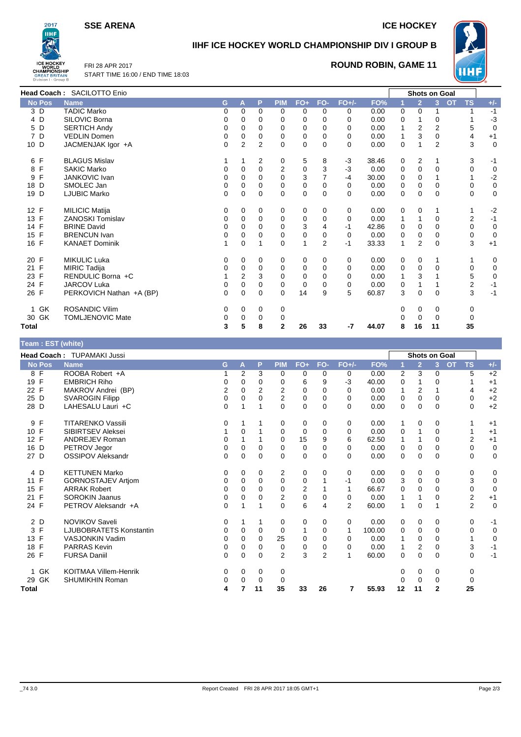# SSE ARENA

# ICE HOCKEY

## IIHF ICE HOCKEY WORLD CHAMPIONSHIP DIV I GROUP B

FRI 28 APR 2017
START TIME 16:00 / END TIME 18:03

## ROUND ROBIN, GAME 11

**Head Coach :** SACILOTTO Enio

| No | Pos | Name | G | A | P | PIM | FO+ | FO- | FO+/- | FO% | 1 | 2 | 3 | OT | TS | +/- |
|---|---|---|---|---|---|---|---|---|---|---|---|---|---|---|---|---|
| 3 | D | TADIC Marko | 0 | 0 | 0 | 0 | 0 | 0 | 0 | 0.00 | 0 | 0 | 1 | | 1 | -1 |
| 4 | D | SILOVIC Borna | 0 | 0 | 0 | 0 | 0 | 0 | 0 | 0.00 | 0 | 1 | 0 | | 1 | -3 |
| 5 | D | SERTICH Andy | 0 | 0 | 0 | 0 | 0 | 0 | 0 | 0.00 | 1 | 2 | 2 | | 5 | 0 |
| 7 | D | VEDLIN Domen | 0 | 0 | 0 | 0 | 0 | 0 | 0 | 0.00 | 1 | 3 | 0 | | 4 | +1 |
| 10 | D | JACMENJAK Igor +A | 0 | 2 | 2 | 0 | 0 | 0 | 0 | 0.00 | 0 | 1 | 2 | | 3 | 0 |
| 6 | F | BLAGUS Mislav | 1 | 1 | 2 | 0 | 5 | 8 | -3 | 38.46 | 0 | 2 | 1 | | 3 | -1 |
| 8 | F | SAKIC Marko | 0 | 0 | 0 | 2 | 0 | 3 | -3 | 0.00 | 0 | 0 | 0 | | 0 | 0 |
| 9 | F | JANKOVIC Ivan | 0 | 0 | 0 | 0 | 3 | 7 | -4 | 30.00 | 0 | 0 | 1 | | 1 | -2 |
| 18 | D | SMOLEC Jan | 0 | 0 | 0 | 0 | 0 | 0 | 0 | 0.00 | 0 | 0 | 0 | | 0 | 0 |
| 19 | D | LJUBIC Marko | 0 | 0 | 0 | 0 | 0 | 0 | 0 | 0.00 | 0 | 0 | 0 | | 0 | 0 |
| 12 | F | MILICIC Matija | 0 | 0 | 0 | 0 | 0 | 0 | 0 | 0.00 | 0 | 0 | 1 | | 1 | -2 |
| 13 | F | ZANOSKI Tomislav | 0 | 0 | 0 | 0 | 0 | 0 | 0 | 0.00 | 1 | 1 | 0 | | 2 | -1 |
| 14 | F | BRINE David | 0 | 0 | 0 | 0 | 3 | 4 | -1 | 42.86 | 0 | 0 | 0 | | 0 | 0 |
| 15 | F | BRENCUN Ivan | 0 | 0 | 0 | 0 | 0 | 0 | 0 | 0.00 | 0 | 0 | 0 | | 0 | 0 |
| 16 | F | KANAET Dominik | 1 | 0 | 1 | 0 | 1 | 2 | -1 | 33.33 | 1 | 2 | 0 | | 3 | +1 |
| 20 | F | MIKULIC Luka | 0 | 0 | 0 | 0 | 0 | 0 | 0 | 0.00 | 0 | 0 | 1 | | 1 | 0 |
| 21 | F | MIRIC Tadija | 0 | 0 | 0 | 0 | 0 | 0 | 0 | 0.00 | 0 | 0 | 0 | | 0 | 0 |
| 23 | F | RENDULIC Borna +C | 1 | 2 | 3 | 0 | 0 | 0 | 0 | 0.00 | 1 | 3 | 1 | | 5 | 0 |
| 24 | F | JARCOV Luka | 0 | 0 | 0 | 0 | 0 | 0 | 0 | 0.00 | 0 | 1 | 1 | | 2 | -1 |
| 26 | F | PERKOVICH Nathan +A (BP) | 0 | 0 | 0 | 0 | 14 | 9 | 5 | 60.87 | 3 | 0 | 0 | | 3 | -1 |
| 1 | GK | ROSANDIC Vilim | 0 | 0 | 0 | 0 | | | | | 0 | 0 | 0 | | 0 | |
| 30 | GK | TOMLJENOVIC Mate | 0 | 0 | 0 | 0 | | | | | 0 | 0 | 0 | | 0 | |
| **Total** | | | **3** | **5** | **8** | **2** | **26** | **33** | **-7** | **44.07** | **8** | **16** | **11** | | **35** | |

**Team : EST (white)**

**Head Coach :** TUPAMAKI Jussi

| No | Pos | Name | G | A | P | PIM | FO+ | FO- | FO+/- | FO% | 1 | 2 | 3 | OT | TS | +/- |
|---|---|---|---|---|---|---|---|---|---|---|---|---|---|---|---|---|
| 8 | F | ROOBA Robert +A | 1 | 2 | 3 | 0 | 0 | 0 | 0 | 0.00 | 2 | 3 | 0 | | 5 | +2 |
| 19 | F | EMBRICH Riho | 0 | 0 | 0 | 0 | 6 | 9 | -3 | 40.00 | 0 | 1 | 0 | | 1 | +1 |
| 22 | F | MAKROV Andrei (BP) | 2 | 0 | 2 | 2 | 0 | 0 | 0 | 0.00 | 1 | 2 | 1 | | 4 | +2 |
| 25 | D | SVAROGIN Filipp | 0 | 0 | 0 | 2 | 0 | 0 | 0 | 0.00 | 0 | 0 | 0 | | 0 | +2 |
| 28 | D | LAHESALU Lauri +C | 0 | 1 | 1 | 0 | 0 | 0 | 0 | 0.00 | 0 | 0 | 0 | | 0 | +2 |
| 9 | F | TITARENKO Vassili | 0 | 1 | 1 | 0 | 0 | 0 | 0 | 0.00 | 1 | 0 | 0 | | 1 | +1 |
| 10 | F | SIBIRTSEV Aleksei | 1 | 0 | 1 | 0 | 0 | 0 | 0 | 0.00 | 0 | 1 | 0 | | 1 | +1 |
| 12 | F | ANDREJEV Roman | 0 | 1 | 1 | 0 | 15 | 9 | 6 | 62.50 | 1 | 1 | 0 | | 2 | +1 |
| 16 | D | PETROV Jegor | 0 | 0 | 0 | 0 | 0 | 0 | 0 | 0.00 | 0 | 0 | 0 | | 0 | 0 |
| 27 | D | OSSIPOV Aleksandr | 0 | 0 | 0 | 0 | 0 | 0 | 0 | 0.00 | 0 | 0 | 0 | | 0 | 0 |
| 4 | D | KETTUNEN Marko | 0 | 0 | 0 | 2 | 0 | 0 | 0 | 0.00 | 0 | 0 | 0 | | 0 | 0 |
| 11 | F | GORNOSTAJEV Artjom | 0 | 0 | 0 | 0 | 0 | 1 | -1 | 0.00 | 3 | 0 | 0 | | 3 | 0 |
| 15 | F | ARRAK Robert | 0 | 0 | 0 | 0 | 2 | 1 | 1 | 66.67 | 0 | 0 | 0 | | 0 | 0 |
| 21 | F | SOROKIN Jaanus | 0 | 0 | 0 | 2 | 0 | 0 | 0 | 0.00 | 1 | 1 | 0 | | 2 | +1 |
| 24 | F | PETROV Aleksandr +A | 0 | 1 | 1 | 0 | 6 | 4 | 2 | 60.00 | 1 | 0 | 1 | | 2 | 0 |
| 2 | D | NOVIKOV Saveli | 0 | 1 | 1 | 0 | 0 | 0 | 0 | 0.00 | 0 | 0 | 0 | | 0 | -1 |
| 3 | F | LJUBOBRATETS Konstantin | 0 | 0 | 0 | 0 | 1 | 0 | 1 | 100.00 | 0 | 0 | 0 | | 0 | 0 |
| 13 | F | VASJONKIN Vadim | 0 | 0 | 0 | 25 | 0 | 0 | 0 | 0.00 | 1 | 0 | 0 | | 1 | 0 |
| 18 | F | PARRAS Kevin | 0 | 0 | 0 | 0 | 0 | 0 | 0 | 0.00 | 1 | 2 | 0 | | 3 | -1 |
| 26 | F | FURSA Daniil | 0 | 0 | 0 | 2 | 3 | 2 | 1 | 60.00 | 0 | 0 | 0 | | 0 | -1 |
| 1 | GK | KOITMAA Villem-Henrik | 0 | 0 | 0 | 0 | | | | | 0 | 0 | 0 | | 0 | |
| 29 | GK | SHUMIKHIN Roman | 0 | 0 | 0 | 0 | | | | | 0 | 0 | 0 | | 0 | |
| **Total** | | | **4** | **7** | **11** | **35** | **33** | **26** | **7** | **55.93** | **12** | **11** | **2** | | **25** | |

_74 3.0 Report Created FRI 28 APR 2017 18:05 GMT+1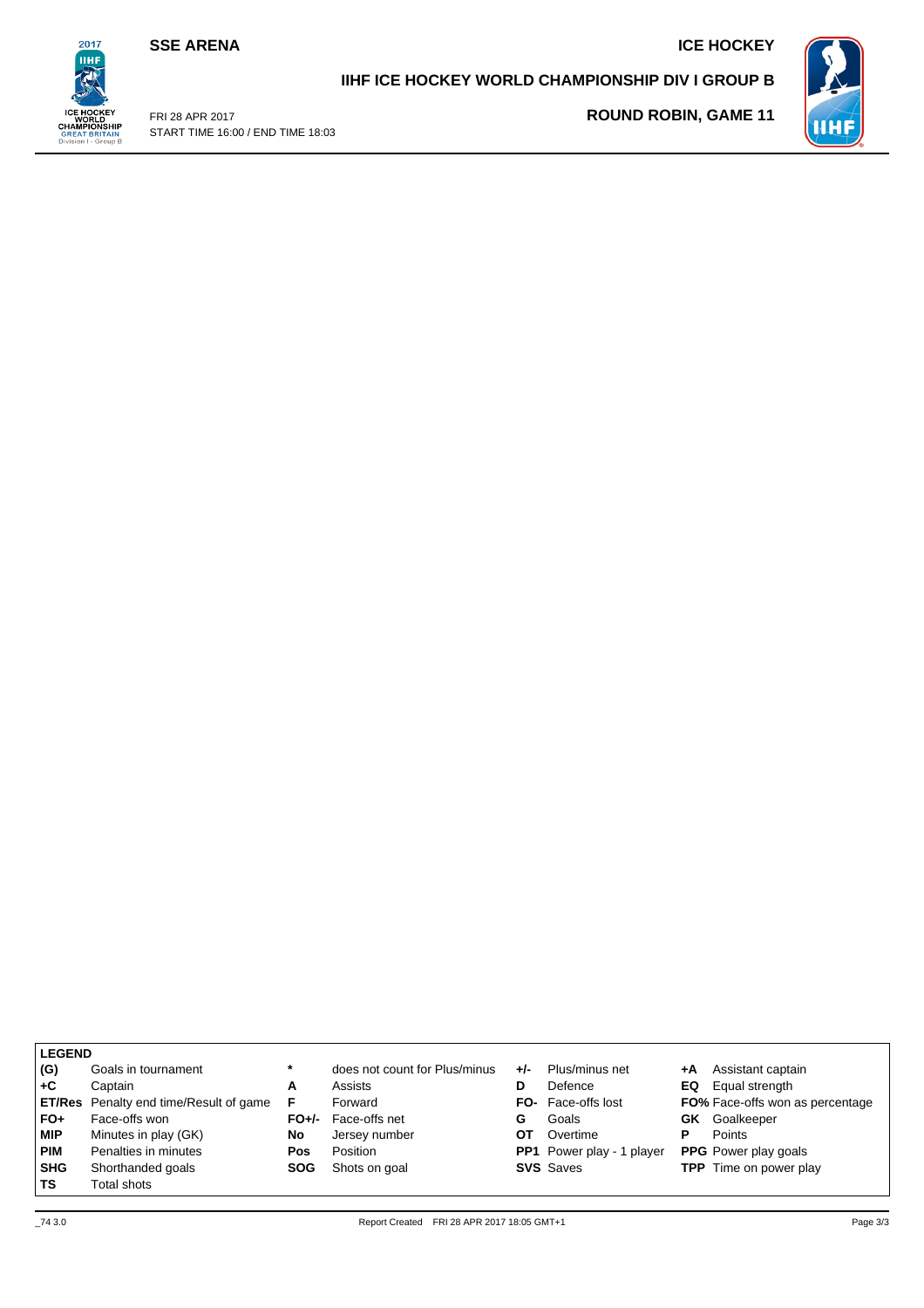**LEGEND**

| | | | | | | | |
|---|---|---|---|---|---|---|---|
| **(G)** | Goals in tournament | ***** | does not count for Plus/minus | **+/-** | Plus/minus net | **+A** | Assistant captain |
| **+C** | Captain | **A** | Assists | **D** | Defence | **EQ** | Equal strength |
| **ET/Res** | Penalty end time/Result of game | **F** | Forward | **FO-** | Face-offs lost | **FO%** | Face-offs won as percentage |
| **FO+** | Face-offs won | **FO+/-** | Face-offs net | **G** | Goals | **GK** | Goalkeeper |
| **MIP** | Minutes in play (GK) | **No** | Jersey number | **OT** | Overtime | **P** | Points |
| **PIM** | Penalties in minutes | **Pos** | Position | **PP1** | Power play - 1 player | **PPG** | Power play goals |
| **SHG** | Shorthanded goals | **SOG** | Shots on goal | **SVS** | Saves | **TPP** | Time on power play |
| **TS** | Total shots | | | | | | |